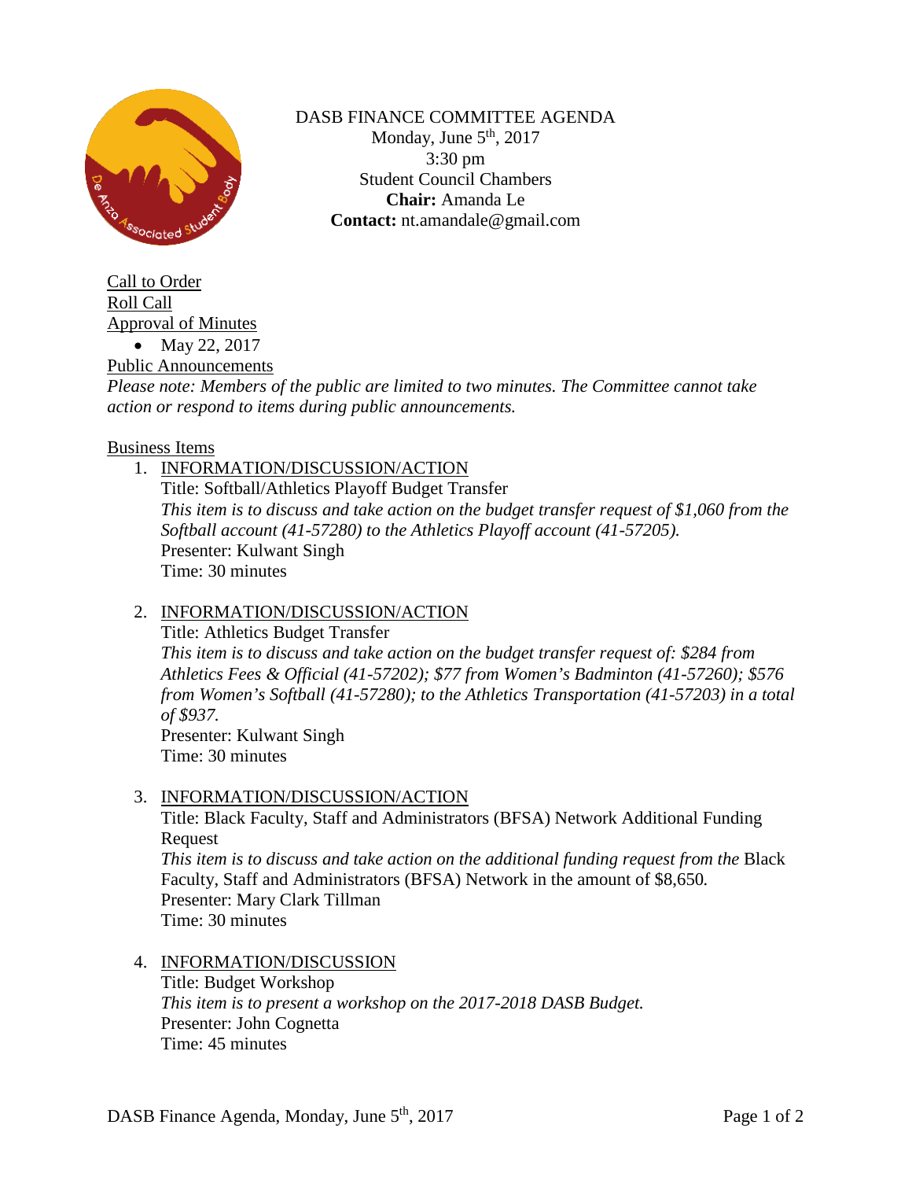DASB FINANCE COMMITTEE AGENDA
Monday, June 5th, 2017
3:30 pm
Student Council Chambers
**Chair:** Amanda Le
**Contact:** nt.amandale@gmail.com

Call to Order

Roll Call

Approval of Minutes

- May 22, 2017

Public Announcements

*Please note: Members of the public are limited to two minutes. The Committee cannot take action or respond to items during public announcements.*

Business Items

1. INFORMATION/DISCUSSION/ACTION
   Title: Softball/Athletics Playoff Budget Transfer
   *This item is to discuss and take action on the budget transfer request of $1,060 from the Softball account (41-57280) to the Athletics Playoff account (41-57205).*
   Presenter: Kulwant Singh
   Time: 30 minutes

2. INFORMATION/DISCUSSION/ACTION
   Title: Athletics Budget Transfer
   *This item is to discuss and take action on the budget transfer request of: $284 from Athletics Fees & Official (41-57202); $77 from Women's Badminton (41-57260); $576 from Women's Softball (41-57280); to the Athletics Transportation (41-57203) in a total of $937.*
   Presenter: Kulwant Singh
   Time: 30 minutes

3. INFORMATION/DISCUSSION/ACTION
   Title: Black Faculty, Staff and Administrators (BFSA) Network Additional Funding Request
   *This item is to discuss and take action on the additional funding request from the* Black Faculty, Staff and Administrators (BFSA) Network in the amount of $8,650*.*
   Presenter: Mary Clark Tillman
   Time: 30 minutes

4. INFORMATION/DISCUSSION
   Title: Budget Workshop
   *This item is to present a workshop on the 2017-2018 DASB Budget.*
   Presenter: John Cognetta
   Time: 45 minutes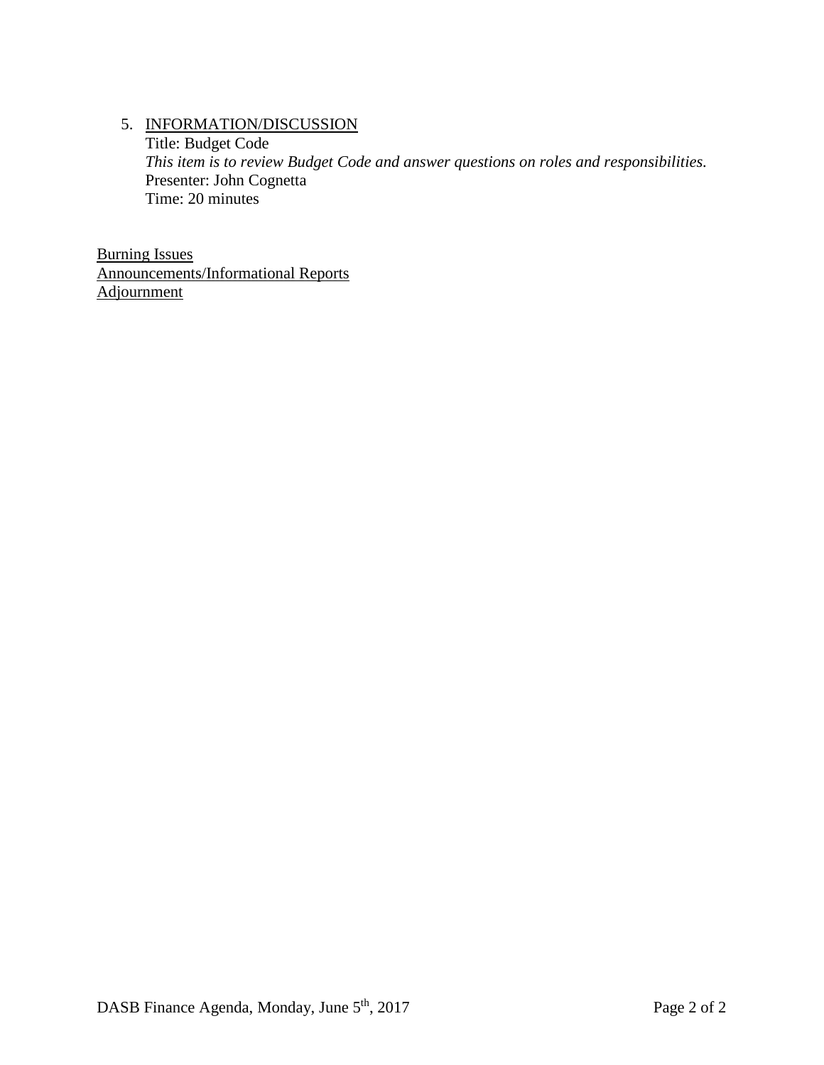5. INFORMATION/DISCUSSION
   Title: Budget Code
   *This item is to review Budget Code and answer questions on roles and responsibilities.*
   Presenter: John Cognetta
   Time: 20 minutes

Burning Issues
Announcements/Informational Reports
Adjournment